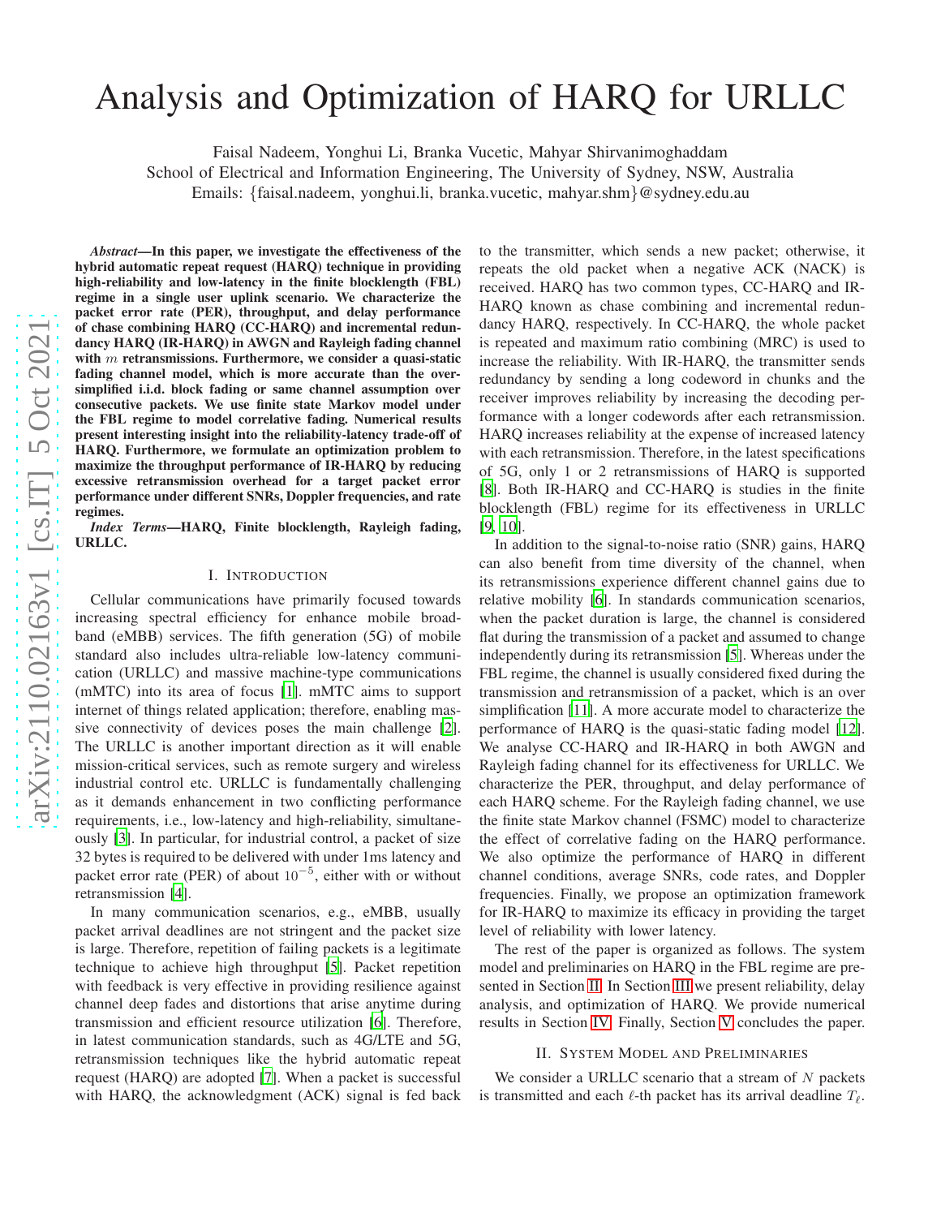# Analysis and Optimization of HARQ for URLLC

Faisal Nadeem, Yonghui Li, Branka Vucetic, Mahyar Shirvanimoghaddam
School of Electrical and Information Engineering, The University of Sydney, NSW, Australia
Emails: {faisal.nadeem, yonghui.li, branka.vucetic, mahyar.shm}@sydney.edu.au

***Abstract*—In this paper, we investigate the effectiveness of the hybrid automatic repeat request (HARQ) technique in providing high-reliability and low-latency in the finite blocklength (FBL) regime in a single user uplink scenario. We characterize the packet error rate (PER), throughput, and delay performance of chase combining HARQ (CC-HARQ) and incremental redundancy HARQ (IR-HARQ) in AWGN and Rayleigh fading channel with $m$ retransmissions. Furthermore, we consider a quasi-static fading channel model, which is more accurate than the over-simplified i.i.d. block fading or same channel assumption over consecutive packets. We use finite state Markov model under the FBL regime to model correlative fading. Numerical results present interesting insight into the reliability-latency trade-off of HARQ. Furthermore, we formulate an optimization problem to maximize the throughput performance of IR-HARQ by reducing excessive retransmission overhead for a target packet error performance under different SNRs, Doppler frequencies, and rate regimes.**

***Index Terms*—HARQ, Finite blocklength, Rayleigh fading, URLLC.**

## I. Introduction

Cellular communications have primarily focused towards increasing spectral efficiency for enhance mobile broadband (eMBB) services. The fifth generation (5G) of mobile standard also includes ultra-reliable low-latency communication (URLLC) and massive machine-type communications (mMTC) into its area of focus [1]. mMTC aims to support internet of things related application; therefore, enabling massive connectivity of devices poses the main challenge [2]. The URLLC is another important direction as it will enable mission-critical services, such as remote surgery and wireless industrial control etc. URLLC is fundamentally challenging as it demands enhancement in two conflicting performance requirements, i.e., low-latency and high-reliability, simultaneously [3]. In particular, for industrial control, a packet of size 32 bytes is required to be delivered with under 1ms latency and packet error rate (PER) of about $10^{-5}$, either with or without retransmission [4].

In many communication scenarios, e.g., eMBB, usually packet arrival deadlines are not stringent and the packet size is large. Therefore, repetition of failing packets is a legitimate technique to achieve high throughput [5]. Packet repetition with feedback is very effective in providing resilience against channel deep fades and distortions that arise anytime during transmission and efficient resource utilization [6]. Therefore, in latest communication standards, such as 4G/LTE and 5G, retransmission techniques like the hybrid automatic repeat request (HARQ) are adopted [7]. When a packet is successful with HARQ, the acknowledgment (ACK) signal is fed back to the transmitter, which sends a new packet; otherwise, it repeats the old packet when a negative ACK (NACK) is received. HARQ has two common types, CC-HARQ and IR-HARQ known as chase combining and incremental redundancy HARQ, respectively. In CC-HARQ, the whole packet is repeated and maximum ratio combining (MRC) is used to increase the reliability. With IR-HARQ, the transmitter sends redundancy by sending a long codeword in chunks and the receiver improves reliability by increasing the decoding performance with a longer codewords after each retransmission. HARQ increases reliability at the expense of increased latency with each retransmission. Therefore, in the latest specifications of 5G, only 1 or 2 retransmissions of HARQ is supported [8]. Both IR-HARQ and CC-HARQ is studies in the finite blocklength (FBL) regime for its effectiveness in URLLC [9, 10].

In addition to the signal-to-noise ratio (SNR) gains, HARQ can also benefit from time diversity of the channel, when its retransmissions experience different channel gains due to relative mobility [6]. In standards communication scenarios, when the packet duration is large, the channel is considered flat during the transmission of a packet and assumed to change independently during its retransmission [5]. Whereas under the FBL regime, the channel is usually considered fixed during the transmission and retransmission of a packet, which is an over simplification [11]. A more accurate model to characterize the performance of HARQ is the quasi-static fading model [12]. We analyse CC-HARQ and IR-HARQ in both AWGN and Rayleigh fading channel for its effectiveness for URLLC. We characterize the PER, throughput, and delay performance of each HARQ scheme. For the Rayleigh fading channel, we use the finite state Markov channel (FSMC) model to characterize the effect of correlative fading on the HARQ performance. We also optimize the performance of HARQ in different channel conditions, average SNRs, code rates, and Doppler frequencies. Finally, we propose an optimization framework for IR-HARQ to maximize its efficacy in providing the target level of reliability with lower latency.

The rest of the paper is organized as follows. The system model and preliminaries on HARQ in the FBL regime are presented in Section II. In Section III we present reliability, delay analysis, and optimization of HARQ. We provide numerical results in Section IV. Finally, Section V concludes the paper.

## II. System Model and Preliminaries

We consider a URLLC scenario that a stream of $N$ packets is transmitted and each $\ell$-th packet has its arrival deadline $T_\ell$.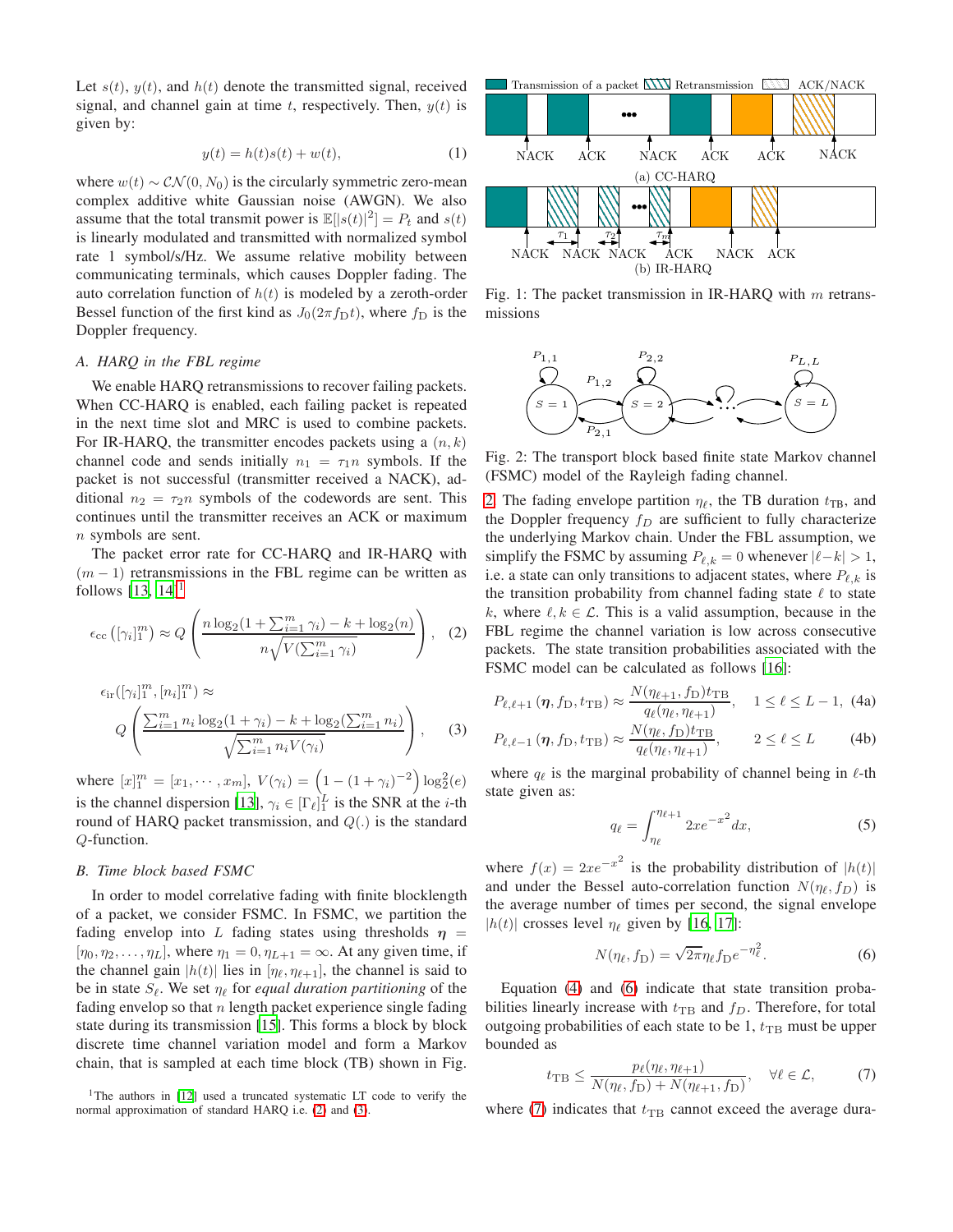Let $s(t)$, $y(t)$, and $h(t)$ denote the transmitted signal, received signal, and channel gain at time $t$, respectively. Then, $y(t)$ is given by:

$$y(t) = h(t)s(t) + w(t), \tag{1}$$

where $w(t) \sim \mathcal{CN}(0, N_0)$ is the circularly symmetric zero-mean complex additive white Gaussian noise (AWGN). We also assume that the total transmit power is $\mathbb{E}[|s(t)|^2] = P_t$ and $s(t)$ is linearly modulated and transmitted with normalized symbol rate 1 symbol/s/Hz. We assume relative mobility between communicating terminals, which causes Doppler fading. The auto correlation function of $h(t)$ is modeled by a zeroth-order Bessel function of the first kind as $J_0(2\pi f_{\mathrm{D}} t)$, where $f_{\mathrm{D}}$ is the Doppler frequency.

### A. HARQ in the FBL regime

We enable HARQ retransmissions to recover failing packets. When CC-HARQ is enabled, each failing packet is repeated in the next time slot and MRC is used to combine packets. For IR-HARQ, the transmitter encodes packets using a $(n, k)$ channel code and sends initially $n_1 = \tau_1 n$ symbols. If the packet is not successful (transmitter received a NACK), additional $n_2 = \tau_2 n$ symbols of the codewords are sent. This continues until the transmitter receives an ACK or maximum $n$ symbols are sent.

The packet error rate for CC-HARQ and IR-HARQ with $(m-1)$ retransmissions in the FBL regime can be written as follows [13, 14][1]

$$\epsilon_{\mathrm{cc}}\left([\gamma_i]_1^m\right) \approx Q\left(\frac{n\log_2(1+\sum_{i=1}^m \gamma_i) - k + \log_2(n)}{n\sqrt{V(\sum_{i=1}^m \gamma_i)}}\right), \tag{2}$$

$$\epsilon_{\mathrm{ir}}([\gamma_i]_1^m, [n_i]_1^m) \approx Q\left(\frac{\sum_{i=1}^m n_i \log_2(1+\gamma_i) - k + \log_2(\sum_{i=1}^m n_i)}{\sqrt{\sum_{i=1}^m n_i V(\gamma_i)}}\right), \tag{3}$$

where $[x]_1^m = [x_1, \cdots, x_m]$, $V(\gamma_i) = \left(1 - (1+\gamma_i)^{-2}\right)\log_2^2(e)$ is the channel dispersion [13], $\gamma_i \in [\Gamma_\ell]_1^L$ is the SNR at the $i$-th round of HARQ packet transmission, and $Q(.)$ is the standard $Q$-function.

### B. Time block based FSMC

In order to model correlative fading with finite blocklength of a packet, we consider FSMC. In FSMC, we partition the fading envelop into $L$ fading states using thresholds $\boldsymbol{\eta} = [\eta_0, \eta_2, \ldots, \eta_L]$, where $\eta_1 = 0, \eta_{L+1} = \infty$. At any given time, if the channel gain $|h(t)|$ lies in $[\eta_\ell, \eta_{\ell+1}]$, the channel is said to be in state $S_\ell$. We set $\eta_\ell$ for *equal duration partitioning* of the fading envelop so that $n$ length packet experience single fading state during its transmission [15]. This forms a block by block discrete time channel variation model and form a Markov chain, that is sampled at each time block (TB) shown in Fig. 2. The fading envelope partition $\eta_\ell$, the TB duration $t_{\mathrm{TB}}$, and the Doppler frequency $f_D$ are sufficient to fully characterize the underlying Markov chain. Under the FBL assumption, we simplify the FSMC by assuming $P_{\ell,k} = 0$ whenever $|\ell - k| > 1$, i.e. a state can only transitions to adjacent states, where $P_{\ell,k}$ is the transition probability from channel fading state $\ell$ to state $k$, where $\ell, k \in \mathcal{L}$. This is a valid assumption, because in the FBL regime the channel variation is low across consecutive packets. The state transition probabilities associated with the FSMC model can be calculated as follows [16]:

Fig. 1: The packet transmission in IR-HARQ with $m$ retransmissions

Fig. 2: The transport block based finite state Markov channel (FSMC) model of the Rayleigh fading channel.

$$P_{\ell,\ell+1}(\boldsymbol{\eta}, f_{\mathrm{D}}, t_{\mathrm{TB}}) \approx \frac{N(\eta_{\ell+1}, f_{\mathrm{D}})t_{\mathrm{TB}}}{q_\ell(\eta_\ell, \eta_{\ell+1})}, \quad 1 \le \ell \le L-1, \tag{4a}$$

$$P_{\ell,\ell-1}(\boldsymbol{\eta}, f_{\mathrm{D}}, t_{\mathrm{TB}}) \approx \frac{N(\eta_\ell, f_{\mathrm{D}})t_{\mathrm{TB}}}{q_\ell(\eta_\ell, \eta_{\ell+1})}, \quad 2 \le \ell \le L \tag{4b}$$

where $q_\ell$ is the marginal probability of channel being in $\ell$-th state given as:

$$q_\ell = \int_{\eta_\ell}^{\eta_{\ell+1}} 2xe^{-x^2} dx, \tag{5}$$

where $f(x) = 2xe^{-x^2}$ is the probability distribution of $|h(t)|$ and under the Bessel auto-correlation function $N(\eta_\ell, f_D)$ is the average number of times per second, the signal envelope $|h(t)|$ crosses level $\eta_\ell$ given by [16, 17]:

$$N(\eta_\ell, f_{\mathrm{D}}) = \sqrt{2\pi}\eta_\ell f_{\mathrm{D}} e^{-\eta_\ell^2}. \tag{6}$$

Equation (4) and (6) indicate that state transition probabilities linearly increase with $t_{\mathrm{TB}}$ and $f_D$. Therefore, for total outgoing probabilities of each state to be 1, $t_{\mathrm{TB}}$ must be upper bounded as

$$t_{\mathrm{TB}} \le \frac{p_\ell(\eta_\ell, \eta_{\ell+1})}{N(\eta_\ell, f_{\mathrm{D}}) + N(\eta_{\ell+1}, f_{\mathrm{D}})}, \quad \forall \ell \in \mathcal{L}, \tag{7}$$

where (7) indicates that $t_{\mathrm{TB}}$ cannot exceed the average dura-

[1] The authors in [12] used a truncated systematic LT code to verify the normal approximation of standard HARQ i.e. (2) and (3).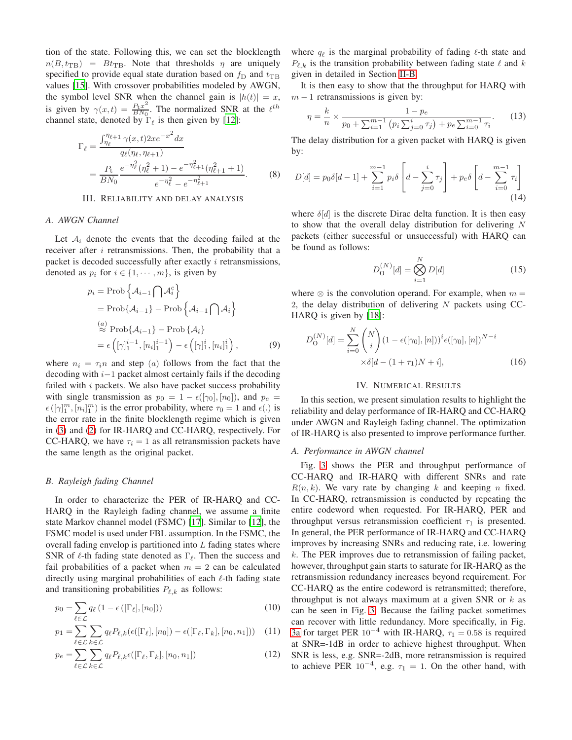tion of the state. Following this, we can set the blocklength $n(B, t_{\text{TB}}) = Bt_{\text{TB}}$. Note that thresholds $\eta$ are uniquely specified to provide equal state duration based on $f_{\text{D}}$ and $t_{\text{TB}}$ values [15]. With crossover probabilities modeled by AWGN, the symbol level SNR when the channel gain is $|h(t)| = x$, is given by $\gamma(x,t) = \frac{P_t x^2}{BN_0}$. The normalized SNR at the $\ell^{th}$ channel state, denoted by $\Gamma_\ell$ is then given by [12]:

$$
\begin{aligned}
\Gamma_\ell &= \frac{\int_{\eta_\ell}^{\eta_{\ell+1}} \gamma(x,t) 2x e^{-x^2} dx}{q_\ell(\eta_\ell, \eta_{\ell+1})} \\
&= \frac{P_t}{BN_0} \frac{e^{-\eta_\ell^2}(\eta_\ell^2+1) - e^{-\eta_{\ell+1}^2}(\eta_{\ell+1}^2+1)}{e^{-\eta_\ell^2} - e^{-\eta_{\ell+1}^2}}.
\end{aligned} \tag{8}
$$

## III. Reliability and Delay Analysis

### A. AWGN Channel

Let $\mathcal{A}_i$ denote the events that the decoding failed at the receiver after $i$ retransmissions. Then, the probability that a packet is decoded successfully after exactly $i$ retransmissions, denoted as $p_i$ for $i \in \{1, \cdots, m\}$, is given by

$$
\begin{aligned}
p_i &= \text{Prob}\left\{\mathcal{A}_{i-1} \bigcap \mathcal{A}_i^c\right\} \\
&= \text{Prob}\{\mathcal{A}_{i-1}\} - \text{Prob}\left\{\mathcal{A}_{i-1} \bigcap \mathcal{A}_i\right\} \\
&\overset{(a)}{\approx} \text{Prob}\{\mathcal{A}_{i-1}\} - \text{Prob}\{\mathcal{A}_i\} \\
&= \epsilon\left([\gamma]_1^{i-1}, [n_i]_1^{i-1}\right) - \epsilon\left([\gamma]_1^{i}, [n_i]_1^{i}\right),
\end{aligned} \tag{9}
$$

where $n_i = \tau_i n$ and step $(a)$ follows from the fact that the decoding with $i-1$ packet almost certainly fails if the decoding failed with $i$ packets. We also have packet success probability with single transmission as $p_0 = 1 - \epsilon([\gamma_0], [n_0])$, and $p_e = \epsilon([\gamma]_1^m, [n_i]_1^m)$ is the error probability, where $\tau_0 = 1$ and $\epsilon(.)$ is the error rate in the finite blocklength regime which is given in (3) and (2) for IR-HARQ and CC-HARQ, respectively. For CC-HARQ, we have $\tau_i = 1$ as all retransmission packets have the same length as the original packet.

### B. Rayleigh fading Channel

In order to characterize the PER of IR-HARQ and CC-HARQ in the Rayleigh fading channel, we assume a finite state Markov channel model (FSMC) [17]. Similar to [12], the FSMC model is used under FBL assumption. In the FSMC, the overall fading envelop is partitioned into $L$ fading states where SNR of $\ell$-th fading state denoted as $\Gamma_\ell$. Then the success and fail probabilities of a packet when $m = 2$ can be calculated directly using marginal probabilities of each $\ell$-th fading state and transitioning probabilities $P_{\ell,k}$ as follows:

$$
p_0 = \sum_{\ell \in \mathcal{L}} q_\ell \left(1 - \epsilon\left([\Gamma_\ell], [n_0]\right)\right) \tag{10}
$$

$$
p_1 = \sum_{\ell \in \mathcal{L}} \sum_{k \in \mathcal{L}} q_\ell P_{\ell,k} (\epsilon([\Gamma_\ell], [n_0]) - \epsilon([\Gamma_\ell, \Gamma_k], [n_0, n_1])) \tag{11}
$$

$$
p_e = \sum_{\ell \in \mathcal{L}} \sum_{k \in \mathcal{L}} q_\ell P_{\ell,k} \epsilon([\Gamma_\ell, \Gamma_k], [n_0, n_1]) \tag{12}
$$

where $q_\ell$ is the marginal probability of fading $\ell$-th state and $P_{\ell,k}$ is the transition probability between fading state $\ell$ and $k$ given in detailed in Section II-B.

It is then easy to show that the throughput for HARQ with $m-1$ retransmissions is given by:

$$
\eta = \frac{k}{n} \times \frac{1 - p_e}{p_0 + \sum_{i=1}^{m-1} \left(p_i \sum_{j=0}^{i} \tau_j\right) + p_e \sum_{i=0}^{m-1} \tau_i}. \tag{13}
$$

The delay distribution for a given packet with HARQ is given by:

$$
D[d] = p_0 \delta[d-1] + \sum_{i=1}^{m-1} p_i \delta\left[d - \sum_{j=0}^{i} \tau_j\right] + p_e \delta\left[d - \sum_{i=0}^{m-1} \tau_i\right] \tag{14}
$$

where $\delta[d]$ is the discrete Dirac delta function. It is then easy to show that the overall delay distribution for delivering $N$ packets (either successful or unsuccessful) with HARQ can be found as follows:

$$
D_{\text{O}}^{(N)}[d] = \bigotimes_{i=1}^{N} D[d] \tag{15}
$$

where $\otimes$ is the convolution operand. For example, when $m = 2$, the delay distribution of delivering $N$ packets using CC-HARQ is given by [18]:

$$
\begin{aligned}
D_{\text{O}}^{(N)}[d] = \sum_{i=0}^{N} \binom{N}{i} (1 - \epsilon([\gamma_0], [n]))^i \epsilon([\gamma_0], [n])^{N-i} \\
\times \delta[d - (1 + \tau_1)N + i],
\end{aligned} \tag{16}
$$

## IV. Numerical Results

In this section, we present simulation results to highlight the reliability and delay performance of IR-HARQ and CC-HARQ under AWGN and Rayleigh fading channel. The optimization of IR-HARQ is also presented to improve performance further.

### A. Performance in AWGN channel

Fig. 3 shows the PER and throughput performance of CC-HARQ and IR-HARQ with different SNRs and rate $R(n, k)$. We vary rate by changing $k$ and keeping $n$ fixed. In CC-HARQ, retransmission is conducted by repeating the entire codeword when requested. For IR-HARQ, PER and throughput versus retransmission coefficient $\tau_1$ is presented. In general, the PER performance of IR-HARQ and CC-HARQ improves by increasing SNRs and reducing rate, i.e. lowering $k$. The PER improves due to retransmission of failing packet, however, throughput gain starts to saturate for IR-HARQ as the retransmission redundancy increases beyond requirement. For CC-HARQ as the entire codeword is retransmitted; therefore, throughput is not always maximum at a given SNR or $k$ as can be seen in Fig. 3. Because the failing packet sometimes can recover with little redundancy. More specifically, in Fig. 3a for target PER $10^{-4}$ with IR-HARQ, $\tau_1 = 0.58$ is required at SNR=-1dB in order to achieve highest throughput. When SNR is less, e.g. SNR=-2dB, more retransmission is required to achieve PER $10^{-4}$, e.g. $\tau_1 = 1$. On the other hand, with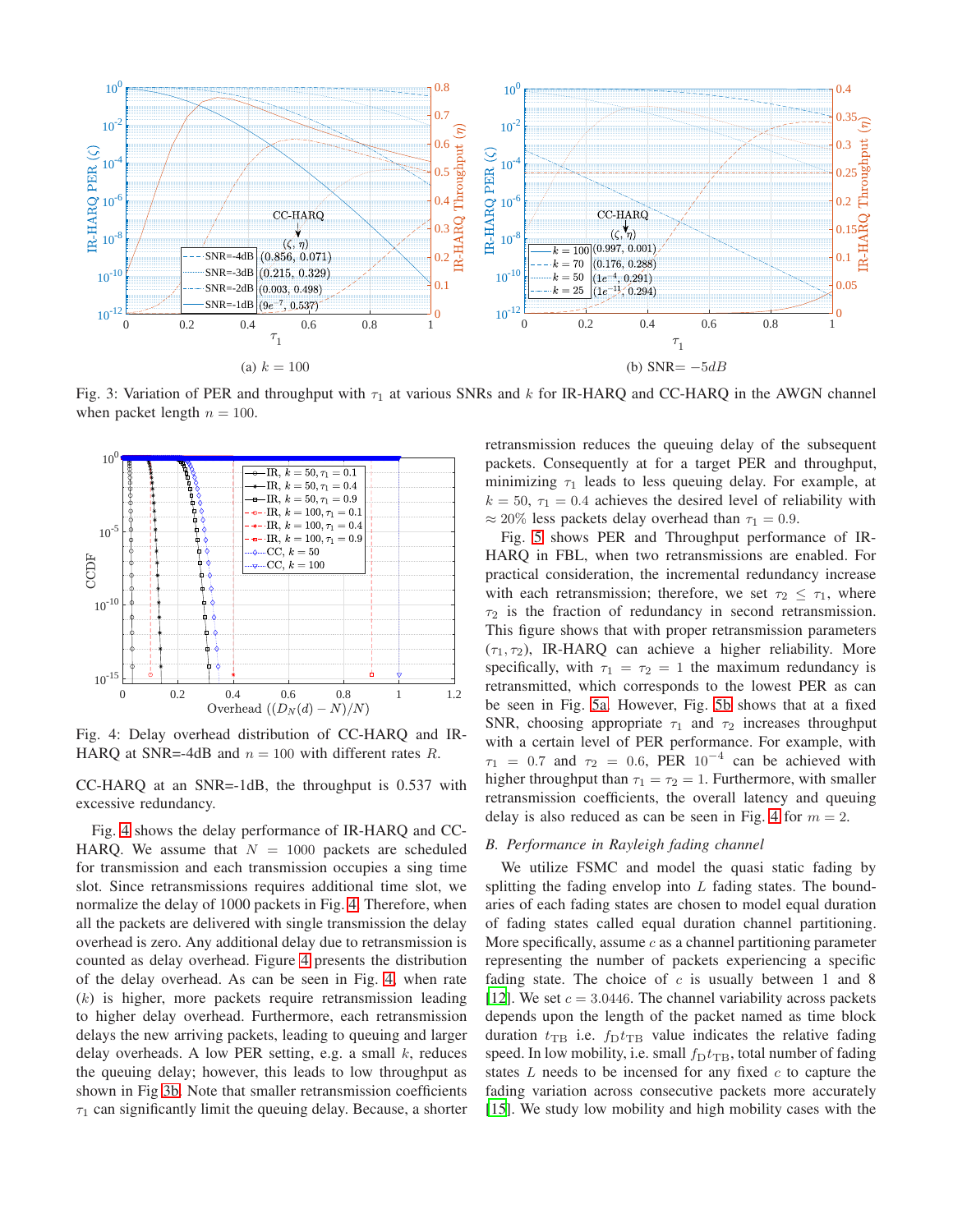Fig. 3: Variation of PER and throughput with $\tau_1$ at various SNRs and $k$ for IR-HARQ and CC-HARQ in the AWGN channel when packet length $n = 100$.

(a) $k = 100$

(b) SNR= $-5dB$

Fig. 4: Delay overhead distribution of CC-HARQ and IR-HARQ at SNR=-4dB and $n = 100$ with different rates $R$.

CC-HARQ at an SNR=-1dB, the throughput is 0.537 with excessive redundancy.

Fig. 4 shows the delay performance of IR-HARQ and CC-HARQ. We assume that $N = 1000$ packets are scheduled for transmission and each transmission occupies a sing time slot. Since retransmissions requires additional time slot, we normalize the delay of 1000 packets in Fig. 4. Therefore, when all the packets are delivered with single transmission the delay overhead is zero. Any additional delay due to retransmission is counted as delay overhead. Figure 4 presents the distribution of the delay overhead. As can be seen in Fig. 4, when rate ($k$) is higher, more packets require retransmission leading to higher delay overhead. Furthermore, each retransmission delays the new arriving packets, leading to queuing and larger delay overheads. A low PER setting, e.g. a small $k$, reduces the queuing delay; however, this leads to low throughput as shown in Fig 3b. Note that smaller retransmission coefficients $\tau_1$ can significantly limit the queuing delay. Because, a shorter retransmission reduces the queuing delay of the subsequent packets. Consequently at for a target PER and throughput, minimizing $\tau_1$ leads to less queuing delay. For example, at $k = 50$, $\tau_1 = 0.4$ achieves the desired level of reliability with $\approx 20\%$ less packets delay overhead than $\tau_1 = 0.9$.

Fig. 5 shows PER and Throughput performance of IR-HARQ in FBL, when two retransmissions are enabled. For practical consideration, the incremental redundancy increase with each retransmission; therefore, we set $\tau_2 \leq \tau_1$, where $\tau_2$ is the fraction of redundancy in second retransmission. This figure shows that with proper retransmission parameters $(\tau_1, \tau_2)$, IR-HARQ can achieve a higher reliability. More specifically, with $\tau_1 = \tau_2 = 1$ the maximum redundancy is retransmitted, which corresponds to the lowest PER as can be seen in Fig. 5a. However, Fig. 5b shows that at a fixed SNR, choosing appropriate $\tau_1$ and $\tau_2$ increases throughput with a certain level of PER performance. For example, with $\tau_1 = 0.7$ and $\tau_2 = 0.6$, PER $10^{-4}$ can be achieved with higher throughput than $\tau_1 = \tau_2 = 1$. Furthermore, with smaller retransmission coefficients, the overall latency and queuing delay is also reduced as can be seen in Fig. 4 for $m = 2$.

### B. Performance in Rayleigh fading channel

We utilize FSMC and model the quasi static fading by splitting the fading envelop into $L$ fading states. The boundaries of each fading states are chosen to model equal duration of fading states called equal duration channel partitioning. More specifically, assume $c$ as a channel partitioning parameter representing the number of packets experiencing a specific fading state. The choice of $c$ is usually between 1 and 8 [12]. We set $c = 3.0446$. The channel variability across packets depends upon the length of the packet named as time block duration $t_{\text{TB}}$ i.e. $f_{\text{D}}t_{\text{TB}}$ value indicates the relative fading speed. In low mobility, i.e. small $f_{\text{D}}t_{\text{TB}}$, total number of fading states $L$ needs to be incensed for any fixed $c$ to capture the fading variation across consecutive packets more accurately [15]. We study low mobility and high mobility cases with the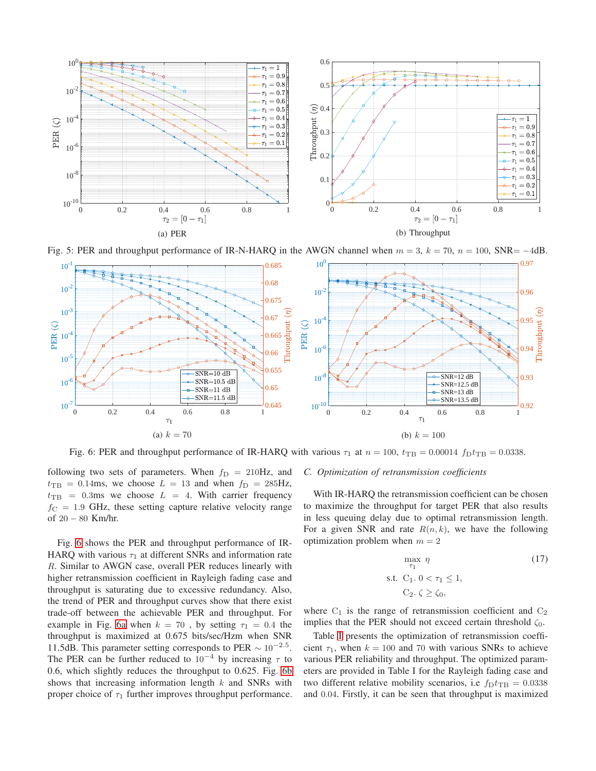(a) PER

(b) Throughput

Fig. 5: PER and throughput performance of IR-N-HARQ in the AWGN channel when $m = 3$, $k = 70$, $n = 100$, SNR= $-4$dB.

(a) $k = 70$

(b) $k = 100$

Fig. 6: PER and throughput performance of IR-HARQ with various $\tau_1$ at $n = 100$, $t_{\mathrm{TB}} = 0.00014$ $f_{\mathrm{D}} t_{\mathrm{TB}} = 0.0338$.

following two sets of parameters. When $f_{\mathrm{D}} = 210$Hz, and $t_{\mathrm{TB}} = 0.14$ms, we choose $L = 13$ and when $f_{\mathrm{D}} = 285$Hz, $t_{\mathrm{TB}} = 0.3$ms we choose $L = 4$. With carrier frequency $f_{\mathrm{C}} = 1.9$ GHz, these setting capture relative velocity range of $20 - 80$ Km/hr.

Fig. 6 shows the PER and throughput performance of IR-HARQ with various $\tau_1$ at different SNRs and information rate $R$. Similar to AWGN case, overall PER reduces linearly with higher retransmission coefficient in Rayleigh fading case and throughput is saturating due to excessive redundancy. Also, the trend of PER and throughput curves show that there exist trade-off between the achievable PER and throughput. For example in Fig. 6a when $k = 70$ , by setting $\tau_1 = 0.4$ the throughput is maximized at 0.675 bits/sec/Hzm when SNR 11.5dB. This parameter setting corresponds to PER $\sim 10^{-2.5}$. The PER can be further reduced to $10^{-4}$ by increasing $\tau$ to 0.6, which slightly reduces the throughput to 0.625. Fig. 6b shows that increasing information length $k$ and SNRs with proper choice of $\tau_1$ further improves throughput performance.

### C. Optimization of retransmission coefficients

With IR-HARQ the retransmission coefficient can be chosen to maximize the throughput for target PER that also results in less queuing delay due to optimal retransmission length. For a given SNR and rate $R(n, k)$, we have the following optimization problem when $m = 2$

$$\begin{aligned} &\max_{\tau_1} \ \eta \\ &\text{s.t. } \mathrm{C}_1.\ 0 < \tau_1 \leq 1, \\ &\quad\ \ \mathrm{C}_2.\ \zeta \geq \zeta_0, \end{aligned} \tag{17}$$

where $\mathrm{C}_1$ is the range of retransmission coefficient and $\mathrm{C}_2$ implies that the PER should not exceed certain threshold $\zeta_0$.

Table I presents the optimization of retransmission coefficient $\tau_1$, when $k = 100$ and 70 with various SNRs to achieve various PER reliability and throughput. The optimized parameters are provided in Table I for the Rayleigh fading case and two different relative mobility scenarios, i.e $f_{\mathrm{D}} t_{\mathrm{TB}} = 0.0338$ and 0.04. Firstly, it can be seen that throughput is maximized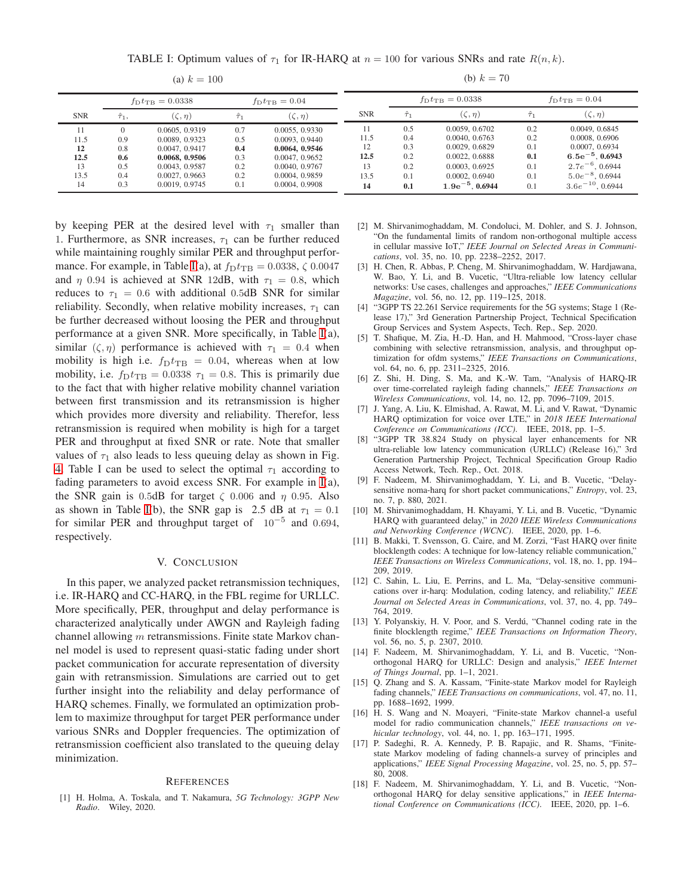TABLE I: Optimum values of $\tau_1$ for IR-HARQ at $n = 100$ for various SNRs and rate $R(n, k)$.

(a) $k = 100$

| SNR | $f_D t_{TB} = 0.0338$ | | $f_D t_{TB} = 0.04$ | |
|---|---|---|---|---|
| | $\hat{\tau}_1$, | $(\zeta, \eta)$ | $\hat{\tau}_1$ | $(\zeta, \eta)$ |
| 11 | 0 | 0.0605, 0.9319 | 0.7 | 0.0055, 0.9330 |
| 11.5 | 0.9 | 0.0089, 0.9323 | 0.5 | 0.0093, 0.9440 |
| **12** | 0.8 | 0.0047, 0.9417 | **0.4** | **0.0064, 0.9546** |
| **12.5** | **0.6** | **0.0068, 0.9506** | 0.3 | 0.0047, 0.9652 |
| 13 | 0.5 | 0.0043, 0.9587 | 0.2 | 0.0040, 0.9767 |
| 13.5 | 0.4 | 0.0027, 0.9663 | 0.2 | 0.0004, 0.9859 |
| 14 | 0.3 | 0.0019, 0.9745 | 0.1 | 0.0004, 0.9908 |

(b) $k = 70$

| SNR | $f_D t_{TB} = 0.0338$ | | $f_D t_{TB} = 0.04$ | |
|---|---|---|---|---|
| | $\hat{\tau}_1$ | $(\zeta, \eta)$ | $\hat{\tau}_1$ | $(\zeta, \eta)$ |
| 11 | 0.5 | 0.0059, 0.6702 | 0.2 | 0.0049, 0.6845 |
| 11.5 | 0.4 | 0.0040, 0.6763 | 0.2 | 0.0008, 0.6906 |
| 12 | 0.3 | 0.0029, 0.6829 | 0.1 | 0.0007, 0.6934 |
| **12.5** | 0.2 | 0.0022, 0.6888 | **0.1** | $\mathbf{6.5e^{-5}}$, **0.6943** |
| 13 | 0.2 | 0.0003, 0.6925 | 0.1 | $2.7e^{-6}$, 0.6944 |
| 13.5 | 0.1 | 0.0002, 0.6940 | 0.1 | $5.0e^{-8}$, 0.6944 |
| **14** | **0.1** | $\mathbf{1.9e^{-5}}$, **0.6944** | 0.1 | $3.6e^{-10}$, 0.6944 |

by keeping PER at the desired level with $\tau_1$ smaller than 1. Furthermore, as SNR increases, $\tau_1$ can be further reduced while maintaining roughly similar PER and throughput performance. For example, in Table I(a), at $f_D t_{TB} = 0.0338$, $\zeta$ 0.0047 and $\eta$ 0.94 is achieved at SNR 12dB, with $\tau_1 = 0.8$, which reduces to $\tau_1 = 0.6$ with additional 0.5dB SNR for similar reliability. Secondly, when relative mobility increases, $\tau_1$ can be further decreased without loosing the PER and throughput performance at a given SNR. More specifically, in Table I(a), similar $(\zeta, \eta)$ performance is achieved with $\tau_1 = 0.4$ when mobility is high i.e. $f_D t_{TB} = 0.04$, whereas when at low mobility, i.e. $f_D t_{TB} = 0.0338$ $\tau_1 = 0.8$. This is primarily due to the fact that with higher relative mobility channel variation between first transmission and its retransmission is higher which provides more diversity and reliability. Therefor, less retransmission is required when mobility is high for a target PER and throughput at fixed SNR or rate. Note that smaller values of $\tau_1$ also leads to less queuing delay as shown in Fig. 4. Table I can be used to select the optimal $\tau_1$ according to fading parameters to avoid excess SNR. For example in I(a), the SNR gain is 0.5dB for target $\zeta$ 0.006 and $\eta$ 0.95. Also as shown in Table I(b), the SNR gap is 2.5 dB at $\tau_1 = 0.1$ for similar PER and throughput target of $10^{-5}$ and 0.694, respectively.

## V. Conclusion

In this paper, we analyzed packet retransmission techniques, i.e. IR-HARQ and CC-HARQ, in the FBL regime for URLLC. More specifically, PER, throughput and delay performance is characterized analytically under AWGN and Rayleigh fading channel allowing $m$ retransmissions. Finite state Markov channel model is used to represent quasi-static fading under short packet communication for accurate representation of diversity gain with retransmission. Simulations are carried out to get further insight into the reliability and delay performance of HARQ schemes. Finally, we formulated an optimization problem to maximize throughput for target PER performance under various SNRs and Doppler frequencies. The optimization of retransmission coefficient also translated to the queuing delay minimization.

## References

[1] H. Holma, A. Toskala, and T. Nakamura, *5G Technology: 3GPP New Radio*. Wiley, 2020.

[2] M. Shirvanimoghaddam, M. Condoluci, M. Dohler, and S. J. Johnson, "On the fundamental limits of random non-orthogonal multiple access in cellular massive IoT," *IEEE Journal on Selected Areas in Communications*, vol. 35, no. 10, pp. 2238–2252, 2017.

[3] H. Chen, R. Abbas, P. Cheng, M. Shirvanimoghaddam, W. Hardjawana, W. Bao, Y. Li, and B. Vucetic, "Ultra-reliable low latency cellular networks: Use cases, challenges and approaches," *IEEE Communications Magazine*, vol. 56, no. 12, pp. 119–125, 2018.

[4] "3GPP TS 22.261 Service requirements for the 5G systems; Stage 1 (Release 17)," 3rd Generation Partnership Project, Technical Specification Group Services and System Aspects, Tech. Rep., Sep. 2020.

[5] T. Shafique, M. Zia, H.-D. Han, and H. Mahmood, "Cross-layer chase combining with selective retransmission, analysis, and throughput optimization for ofdm systems," *IEEE Transactions on Communications*, vol. 64, no. 6, pp. 2311–2325, 2016.

[6] Z. Shi, H. Ding, S. Ma, and K.-W. Tam, "Analysis of HARQ-IR over time-correlated rayleigh fading channels," *IEEE Transactions on Wireless Communications*, vol. 14, no. 12, pp. 7096–7109, 2015.

[7] J. Yang, A. Liu, K. Elmishad, A. Rawat, M. Li, and V. Rawat, "Dynamic HARQ optimization for voice over LTE," in *2018 IEEE International Conference on Communications (ICC)*. IEEE, 2018, pp. 1–5.

[8] "3GPP TR 38.824 Study on physical layer enhancements for NR ultra-reliable low latency communication (URLLC) (Release 16)," 3rd Generation Partnership Project, Technical Specification Group Radio Access Network, Tech. Rep., Oct. 2018.

[9] F. Nadeem, M. Shirvanimoghaddam, Y. Li, and B. Vucetic, "Delay-sensitive noma-harq for short packet communications," *Entropy*, vol. 23, no. 7, p. 880, 2021.

[10] M. Shirvanimoghaddam, H. Khayami, Y. Li, and B. Vucetic, "Dynamic HARQ with guaranteed delay," in *2020 IEEE Wireless Communications and Networking Conference (WCNC)*. IEEE, 2020, pp. 1–6.

[11] B. Makki, T. Svensson, G. Caire, and M. Zorzi, "Fast HARQ over finite blocklength codes: A technique for low-latency reliable communication," *IEEE Transactions on Wireless Communications*, vol. 18, no. 1, pp. 194–209, 2019.

[12] C. Sahin, L. Liu, E. Perrins, and L. Ma, "Delay-sensitive communications over ir-harq: Modulation, coding latency, and reliability," *IEEE Journal on Selected Areas in Communications*, vol. 37, no. 4, pp. 749–764, 2019.

[13] Y. Polyanskiy, H. V. Poor, and S. Verdú, "Channel coding rate in the finite blocklength regime," *IEEE Transactions on Information Theory*, vol. 56, no. 5, p. 2307, 2010.

[14] F. Nadeem, M. Shirvanimoghaddam, Y. Li, and B. Vucetic, "Non-orthogonal HARQ for URLLC: Design and analysis," *IEEE Internet of Things Journal*, pp. 1–1, 2021.

[15] Q. Zhang and S. A. Kassam, "Finite-state Markov model for Rayleigh fading channels," *IEEE Transactions on communications*, vol. 47, no. 11, pp. 1688–1692, 1999.

[16] H. S. Wang and N. Moayeri, "Finite-state Markov channel-a useful model for radio communication channels," *IEEE transactions on vehicular technology*, vol. 44, no. 1, pp. 163–171, 1995.

[17] P. Sadeghi, R. A. Kennedy, P. B. Rapajic, and R. Shams, "Finite-state Markov modeling of fading channels-a survey of principles and applications," *IEEE Signal Processing Magazine*, vol. 25, no. 5, pp. 57–80, 2008.

[18] F. Nadeem, M. Shirvanimoghaddam, Y. Li, and B. Vucetic, "Non-orthogonal HARQ for delay sensitive applications," in *IEEE International Conference on Communications (ICC)*. IEEE, 2020, pp. 1–6.